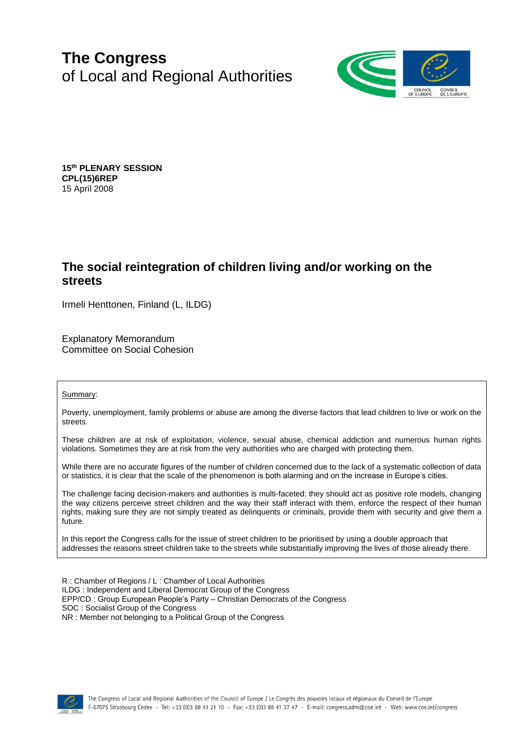# The Congress
of Local and Regional Authorities

**15th PLENARY SESSION**
**CPL(15)6REP**
15 April 2008

## The social reintegration of children living and/or working on the streets

Irmeli Henttonen, Finland (L, ILDG)

Explanatory Memorandum
Committee on Social Cohesion

Summary:

Poverty, unemployment, family problems or abuse are among the diverse factors that lead children to live or work on the streets.

These children are at risk of exploitation, violence, sexual abuse, chemical addiction and numerous human rights violations. Sometimes they are at risk from the very authorities who are charged with protecting them.

While there are no accurate figures of the number of children concerned due to the lack of a systematic collection of data or statistics, it is clear that the scale of the phenomenon is both alarming and on the increase in Europe's cities.

The challenge facing decision-makers and authorities is multi-faceted: they should act as positive role models, changing the way citizens perceive street children and the way their staff interact with them, enforce the respect of their human rights, making sure they are not simply treated as delinquents or criminals, provide them with security and give them a future.

In this report the Congress calls for the issue of street children to be prioritised by using a double approach that addresses the reasons street children take to the streets while substantially improving the lives of those already there.

R : Chamber of Regions / L : Chamber of Local Authorities
ILDG : Independent and Liberal Democrat Group of the Congress
EPP/CD : Group European People's Party – Christian Democrats of the Congress
SOC : Socialist Group of the Congress
NR : Member not belonging to a Political Group of the Congress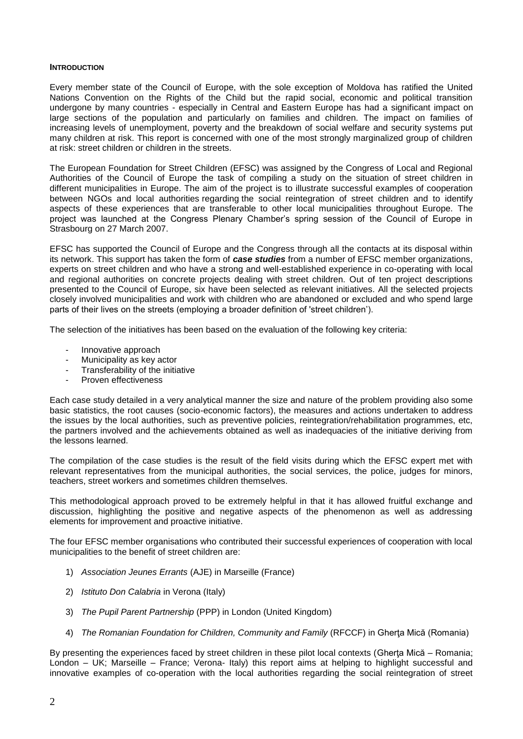## INTRODUCTION

Every member state of the Council of Europe, with the sole exception of Moldova has ratified the United Nations Convention on the Rights of the Child but the rapid social, economic and political transition undergone by many countries - especially in Central and Eastern Europe has had a significant impact on large sections of the population and particularly on families and children. The impact on families of increasing levels of unemployment, poverty and the breakdown of social welfare and security systems put many children at risk. This report is concerned with one of the most strongly marginalized group of children at risk: street children or children in the streets.

The European Foundation for Street Children (EFSC) was assigned by the Congress of Local and Regional Authorities of the Council of Europe the task of compiling a study on the situation of street children in different municipalities in Europe. The aim of the project is to illustrate successful examples of cooperation between NGOs and local authorities regarding the social reintegration of street children and to identify aspects of these experiences that are transferable to other local municipalities throughout Europe. The project was launched at the Congress Plenary Chamber's spring session of the Council of Europe in Strasbourg on 27 March 2007.

EFSC has supported the Council of Europe and the Congress through all the contacts at its disposal within its network. This support has taken the form of ***case studies*** from a number of EFSC member organizations, experts on street children and who have a strong and well-established experience in co-operating with local and regional authorities on concrete projects dealing with street children. Out of ten project descriptions presented to the Council of Europe, six have been selected as relevant initiatives. All the selected projects closely involved municipalities and work with children who are abandoned or excluded and who spend large parts of their lives on the streets (employing a broader definition of 'street children').

The selection of the initiatives has been based on the evaluation of the following key criteria:

- Innovative approach
- Municipality as key actor
- Transferability of the initiative
- Proven effectiveness

Each case study detailed in a very analytical manner the size and nature of the problem providing also some basic statistics, the root causes (socio-economic factors), the measures and actions undertaken to address the issues by the local authorities, such as preventive policies, reintegration/rehabilitation programmes, etc, the partners involved and the achievements obtained as well as inadequacies of the initiative deriving from the lessons learned.

The compilation of the case studies is the result of the field visits during which the EFSC expert met with relevant representatives from the municipal authorities, the social services, the police, judges for minors, teachers, street workers and sometimes children themselves.

This methodological approach proved to be extremely helpful in that it has allowed fruitful exchange and discussion, highlighting the positive and negative aspects of the phenomenon as well as addressing elements for improvement and proactive initiative.

The four EFSC member organisations who contributed their successful experiences of cooperation with local municipalities to the benefit of street children are:

1) *Association Jeunes Errants* (AJE) in Marseille (France)

2) *Istituto Don Calabria* in Verona (Italy)

3) *The Pupil Parent Partnership* (PPP) in London (United Kingdom)

4) *The Romanian Foundation for Children, Community and Family* (RFCCF) in Gherţa Mică (Romania)

By presenting the experiences faced by street children in these pilot local contexts (Gherţa Mică – Romania; London – UK; Marseille – France; Verona- Italy) this report aims at helping to highlight successful and innovative examples of co-operation with the local authorities regarding the social reintegration of street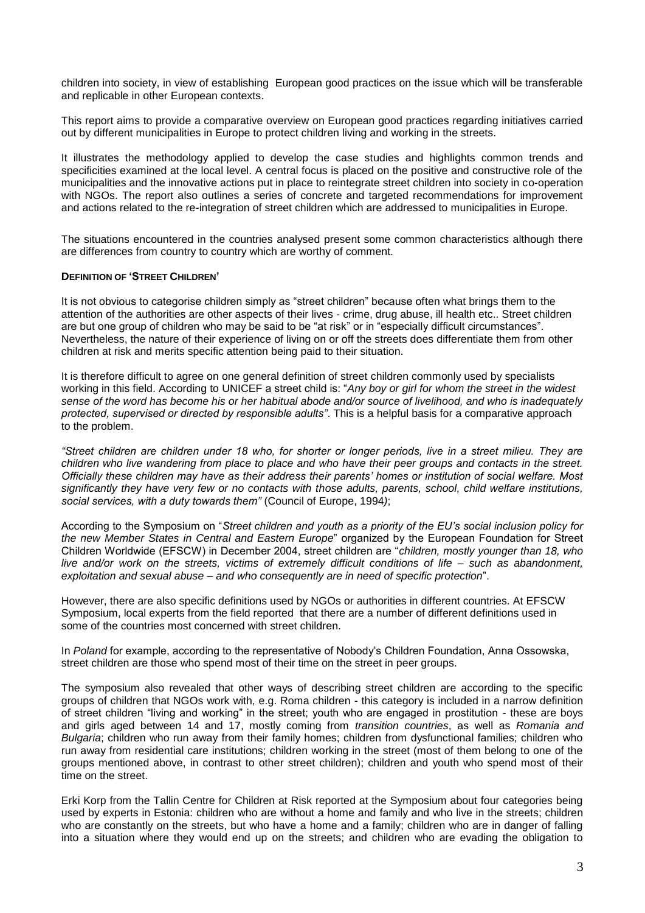children into society, in view of establishing European good practices on the issue which will be transferable and replicable in other European contexts.

This report aims to provide a comparative overview on European good practices regarding initiatives carried out by different municipalities in Europe to protect children living and working in the streets.

It illustrates the methodology applied to develop the case studies and highlights common trends and specificities examined at the local level. A central focus is placed on the positive and constructive role of the municipalities and the innovative actions put in place to reintegrate street children into society in co-operation with NGOs. The report also outlines a series of concrete and targeted recommendations for improvement and actions related to the re-integration of street children which are addressed to municipalities in Europe.

The situations encountered in the countries analysed present some common characteristics although there are differences from country to country which are worthy of comment.

**DEFINITION OF 'STREET CHILDREN'**

It is not obvious to categorise children simply as "street children" because often what brings them to the attention of the authorities are other aspects of their lives - crime, drug abuse, ill health etc.. Street children are but one group of children who may be said to be "at risk" or in "especially difficult circumstances". Nevertheless, the nature of their experience of living on or off the streets does differentiate them from other children at risk and merits specific attention being paid to their situation.

It is therefore difficult to agree on one general definition of street children commonly used by specialists working in this field. According to UNICEF a street child is: "*Any boy or girl for whom the street in the widest sense of the word has become his or her habitual abode and/or source of livelihood, and who is inadequately protected, supervised or directed by responsible adults"*. This is a helpful basis for a comparative approach to the problem.

*"Street children are children under 18 who, for shorter or longer periods, live in a street milieu. They are children who live wandering from place to place and who have their peer groups and contacts in the street. Officially these children may have as their address their parents' homes or institution of social welfare. Most significantly they have very few or no contacts with those adults, parents, school, child welfare institutions, social services, with a duty towards them"* (Council of Europe, 1994);

According to the Symposium on "*Street children and youth as a priority of the EU's social inclusion policy for the new Member States in Central and Eastern Europe*" organized by the European Foundation for Street Children Worldwide (EFSCW) in December 2004, street children are "*children, mostly younger than 18, who live and/or work on the streets, victims of extremely difficult conditions of life – such as abandonment, exploitation and sexual abuse – and who consequently are in need of specific protection*".

However, there are also specific definitions used by NGOs or authorities in different countries. At EFSCW Symposium, local experts from the field reported that there are a number of different definitions used in some of the countries most concerned with street children.

In *Poland* for example, according to the representative of Nobody's Children Foundation, Anna Ossowska, street children are those who spend most of their time on the street in peer groups.

The symposium also revealed that other ways of describing street children are according to the specific groups of children that NGOs work with, e.g. Roma children - this category is included in a narrow definition of street children "living and working" in the street; youth who are engaged in prostitution - these are boys and girls aged between 14 and 17, mostly coming from *transition countries*, as well as *Romania and Bulgaria*; children who run away from their family homes; children from dysfunctional families; children who run away from residential care institutions; children working in the street (most of them belong to one of the groups mentioned above, in contrast to other street children); children and youth who spend most of their time on the street.

Erki Korp from the Tallin Centre for Children at Risk reported at the Symposium about four categories being used by experts in Estonia: children who are without a home and family and who live in the streets; children who are constantly on the streets, but who have a home and a family; children who are in danger of falling into a situation where they would end up on the streets; and children who are evading the obligation to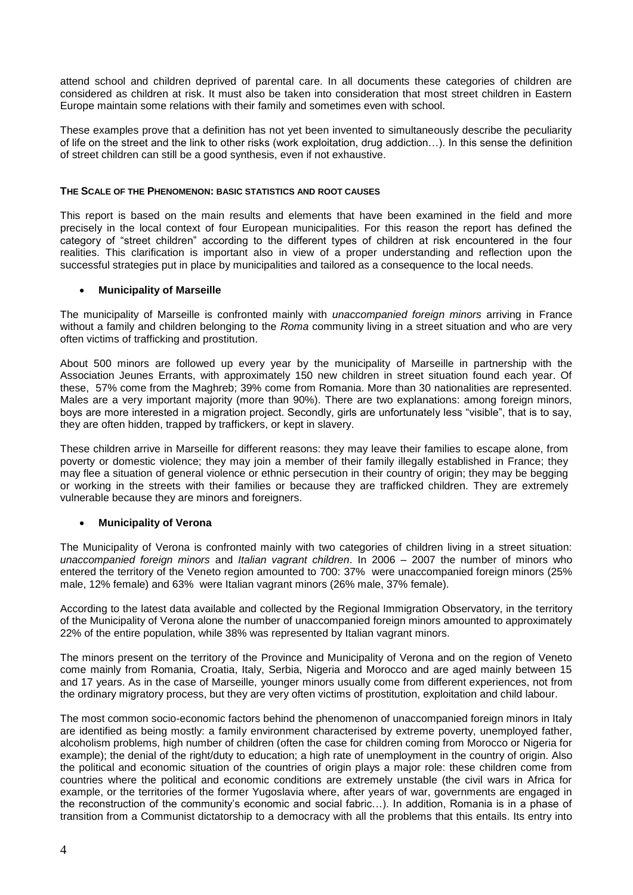attend school and children deprived of parental care. In all documents these categories of children are considered as children at risk. It must also be taken into consideration that most street children in Eastern Europe maintain some relations with their family and sometimes even with school.

These examples prove that a definition has not yet been invented to simultaneously describe the peculiarity of life on the street and the link to other risks (work exploitation, drug addiction…). In this sense the definition of street children can still be a good synthesis, even if not exhaustive.

## The Scale of the Phenomenon: basic statistics and root causes

This report is based on the main results and elements that have been examined in the field and more precisely in the local context of four European municipalities. For this reason the report has defined the category of "street children" according to the different types of children at risk encountered in the four realities. This clarification is important also in view of a proper understanding and reflection upon the successful strategies put in place by municipalities and tailored as a consequence to the local needs.

- **Municipality of Marseille**

The municipality of Marseille is confronted mainly with *unaccompanied foreign minors* arriving in France without a family and children belonging to the *Roma* community living in a street situation and who are very often victims of trafficking and prostitution.

About 500 minors are followed up every year by the municipality of Marseille in partnership with the Association Jeunes Errants, with approximately 150 new children in street situation found each year. Of these, 57% come from the Maghreb; 39% come from Romania. More than 30 nationalities are represented. Males are a very important majority (more than 90%). There are two explanations: among foreign minors, boys are more interested in a migration project. Secondly, girls are unfortunately less "visible", that is to say, they are often hidden, trapped by traffickers, or kept in slavery.

These children arrive in Marseille for different reasons: they may leave their families to escape alone, from poverty or domestic violence; they may join a member of their family illegally established in France; they may flee a situation of general violence or ethnic persecution in their country of origin; they may be begging or working in the streets with their families or because they are trafficked children. They are extremely vulnerable because they are minors and foreigners.

- **Municipality of Verona**

The Municipality of Verona is confronted mainly with two categories of children living in a street situation: *unaccompanied foreign minors* and *Italian vagrant children*. In 2006 – 2007 the number of minors who entered the territory of the Veneto region amounted to 700: 37% were unaccompanied foreign minors (25% male, 12% female) and 63% were Italian vagrant minors (26% male, 37% female).

According to the latest data available and collected by the Regional Immigration Observatory, in the territory of the Municipality of Verona alone the number of unaccompanied foreign minors amounted to approximately 22% of the entire population, while 38% was represented by Italian vagrant minors.

The minors present on the territory of the Province and Municipality of Verona and on the region of Veneto come mainly from Romania, Croatia, Italy, Serbia, Nigeria and Morocco and are aged mainly between 15 and 17 years. As in the case of Marseille, younger minors usually come from different experiences, not from the ordinary migratory process, but they are very often victims of prostitution, exploitation and child labour.

The most common socio-economic factors behind the phenomenon of unaccompanied foreign minors in Italy are identified as being mostly: a family environment characterised by extreme poverty, unemployed father, alcoholism problems, high number of children (often the case for children coming from Morocco or Nigeria for example); the denial of the right/duty to education; a high rate of unemployment in the country of origin. Also the political and economic situation of the countries of origin plays a major role: these children come from countries where the political and economic conditions are extremely unstable (the civil wars in Africa for example, or the territories of the former Yugoslavia where, after years of war, governments are engaged in the reconstruction of the community's economic and social fabric…). In addition, Romania is in a phase of transition from a Communist dictatorship to a democracy with all the problems that this entails. Its entry into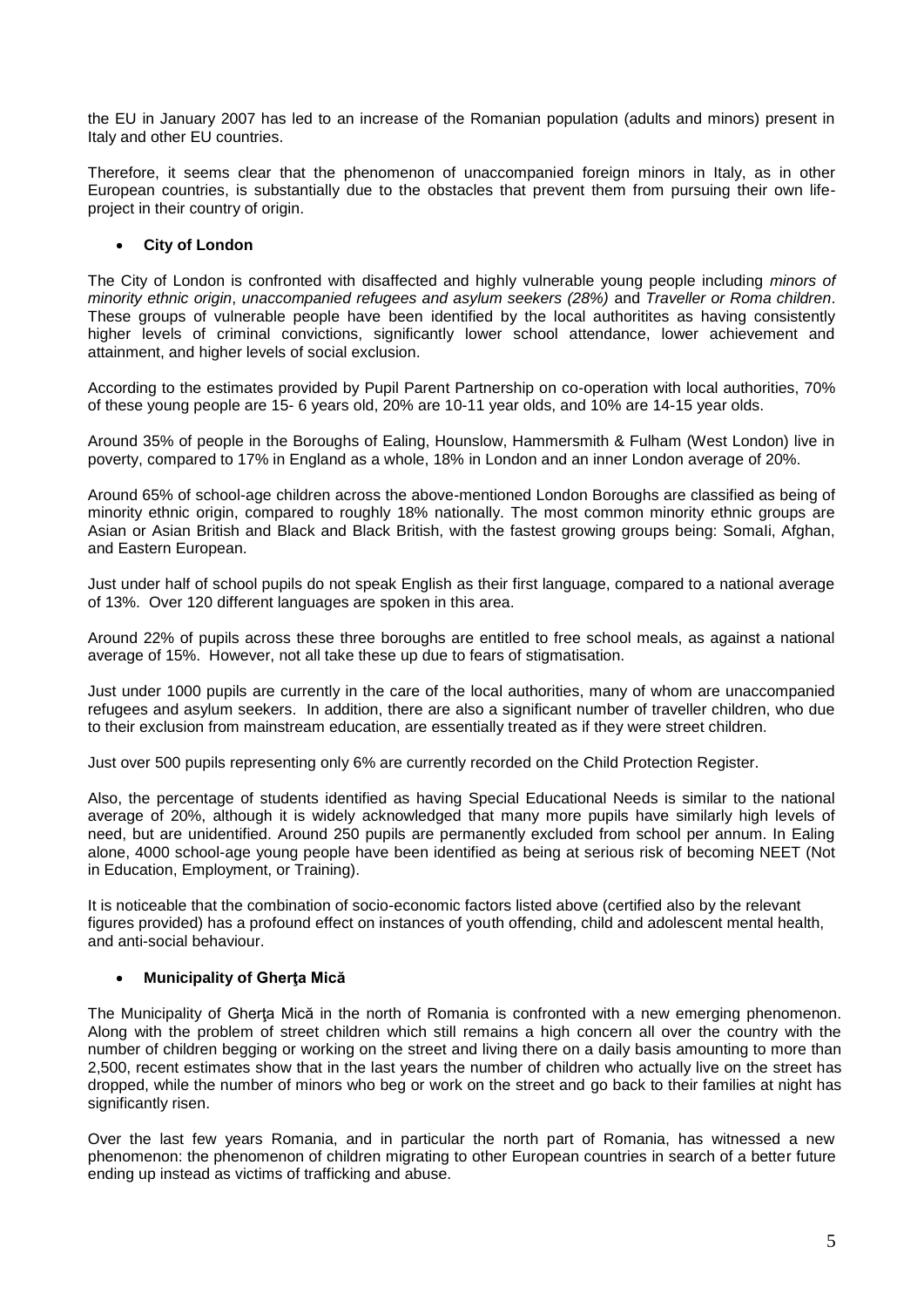the EU in January 2007 has led to an increase of the Romanian population (adults and minors) present in Italy and other EU countries.

Therefore, it seems clear that the phenomenon of unaccompanied foreign minors in Italy, as in other European countries, is substantially due to the obstacles that prevent them from pursuing their own life-project in their country of origin.

- **City of London**

The City of London is confronted with disaffected and highly vulnerable young people including *minors of minority ethnic origin*, *unaccompanied refugees and asylum seekers (28%)* and *Traveller or Roma children*. These groups of vulnerable people have been identified by the local authoritites as having consistently higher levels of criminal convictions, significantly lower school attendance, lower achievement and attainment, and higher levels of social exclusion.

According to the estimates provided by Pupil Parent Partnership on co-operation with local authorities, 70% of these young people are 15- 6 years old, 20% are 10-11 year olds, and 10% are 14-15 year olds.

Around 35% of people in the Boroughs of Ealing, Hounslow, Hammersmith & Fulham (West London) live in poverty, compared to 17% in England as a whole, 18% in London and an inner London average of 20%.

Around 65% of school-age children across the above-mentioned London Boroughs are classified as being of minority ethnic origin, compared to roughly 18% nationally. The most common minority ethnic groups are Asian or Asian British and Black and Black British, with the fastest growing groups being: Somali, Afghan, and Eastern European.

Just under half of school pupils do not speak English as their first language, compared to a national average of 13%. Over 120 different languages are spoken in this area.

Around 22% of pupils across these three boroughs are entitled to free school meals, as against a national average of 15%. However, not all take these up due to fears of stigmatisation.

Just under 1000 pupils are currently in the care of the local authorities, many of whom are unaccompanied refugees and asylum seekers. In addition, there are also a significant number of traveller children, who due to their exclusion from mainstream education, are essentially treated as if they were street children.

Just over 500 pupils representing only 6% are currently recorded on the Child Protection Register.

Also, the percentage of students identified as having Special Educational Needs is similar to the national average of 20%, although it is widely acknowledged that many more pupils have similarly high levels of need, but are unidentified. Around 250 pupils are permanently excluded from school per annum. In Ealing alone, 4000 school-age young people have been identified as being at serious risk of becoming NEET (Not in Education, Employment, or Training).

It is noticeable that the combination of socio-economic factors listed above (certified also by the relevant figures provided) has a profound effect on instances of youth offending, child and adolescent mental health, and anti-social behaviour.

- **Municipality of Gherţa Mică**

The Municipality of Gherţa Mică in the north of Romania is confronted with a new emerging phenomenon. Along with the problem of street children which still remains a high concern all over the country with the number of children begging or working on the street and living there on a daily basis amounting to more than 2,500, recent estimates show that in the last years the number of children who actually live on the street has dropped, while the number of minors who beg or work on the street and go back to their families at night has significantly risen.

Over the last few years Romania, and in particular the north part of Romania, has witnessed a new phenomenon: the phenomenon of children migrating to other European countries in search of a better future ending up instead as victims of trafficking and abuse.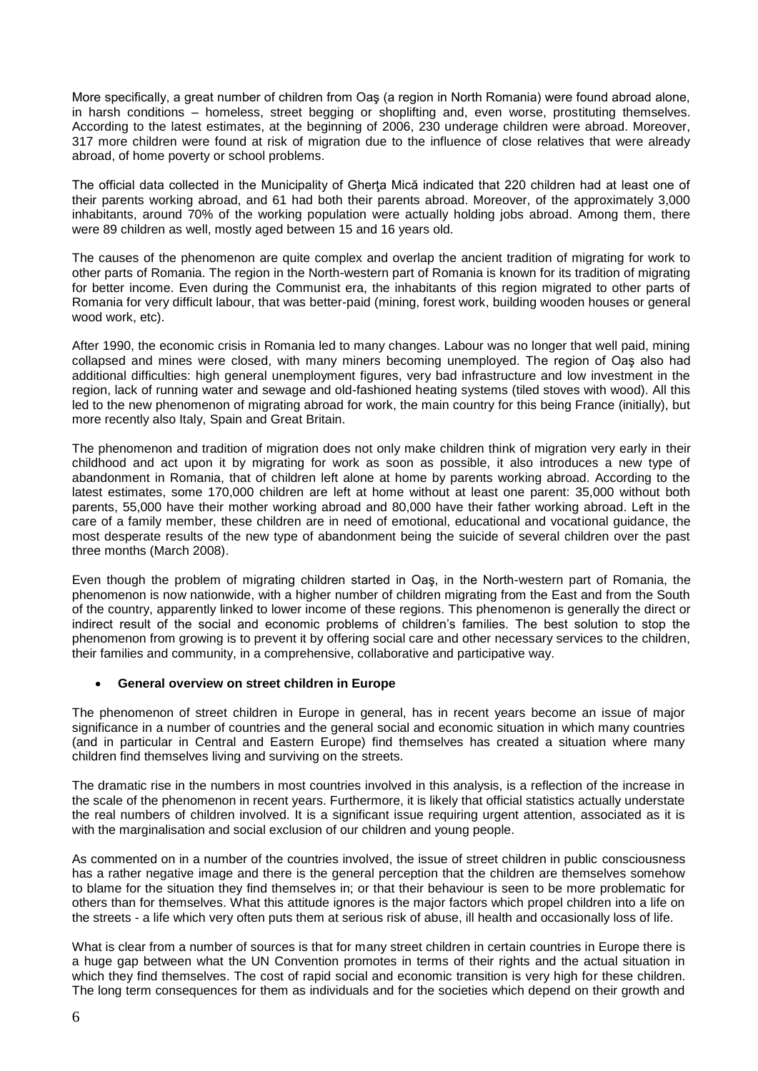More specifically, a great number of children from Oaş (a region in North Romania) were found abroad alone, in harsh conditions – homeless, street begging or shoplifting and, even worse, prostituting themselves. According to the latest estimates, at the beginning of 2006, 230 underage children were abroad. Moreover, 317 more children were found at risk of migration due to the influence of close relatives that were already abroad, of home poverty or school problems.

The official data collected in the Municipality of Gherţa Mică indicated that 220 children had at least one of their parents working abroad, and 61 had both their parents abroad. Moreover, of the approximately 3,000 inhabitants, around 70% of the working population were actually holding jobs abroad. Among them, there were 89 children as well, mostly aged between 15 and 16 years old.

The causes of the phenomenon are quite complex and overlap the ancient tradition of migrating for work to other parts of Romania. The region in the North-western part of Romania is known for its tradition of migrating for better income. Even during the Communist era, the inhabitants of this region migrated to other parts of Romania for very difficult labour, that was better-paid (mining, forest work, building wooden houses or general wood work, etc).

After 1990, the economic crisis in Romania led to many changes. Labour was no longer that well paid, mining collapsed and mines were closed, with many miners becoming unemployed. The region of Oaş also had additional difficulties: high general unemployment figures, very bad infrastructure and low investment in the region, lack of running water and sewage and old-fashioned heating systems (tiled stoves with wood). All this led to the new phenomenon of migrating abroad for work, the main country for this being France (initially), but more recently also Italy, Spain and Great Britain.

The phenomenon and tradition of migration does not only make children think of migration very early in their childhood and act upon it by migrating for work as soon as possible, it also introduces a new type of abandonment in Romania, that of children left alone at home by parents working abroad. According to the latest estimates, some 170,000 children are left at home without at least one parent: 35,000 without both parents, 55,000 have their mother working abroad and 80,000 have their father working abroad. Left in the care of a family member, these children are in need of emotional, educational and vocational guidance, the most desperate results of the new type of abandonment being the suicide of several children over the past three months (March 2008).

Even though the problem of migrating children started in Oaş, in the North-western part of Romania, the phenomenon is now nationwide, with a higher number of children migrating from the East and from the South of the country, apparently linked to lower income of these regions. This phenomenon is generally the direct or indirect result of the social and economic problems of children's families. The best solution to stop the phenomenon from growing is to prevent it by offering social care and other necessary services to the children, their families and community, in a comprehensive, collaborative and participative way.

- **General overview on street children in Europe**

The phenomenon of street children in Europe in general, has in recent years become an issue of major significance in a number of countries and the general social and economic situation in which many countries (and in particular in Central and Eastern Europe) find themselves has created a situation where many children find themselves living and surviving on the streets.

The dramatic rise in the numbers in most countries involved in this analysis, is a reflection of the increase in the scale of the phenomenon in recent years. Furthermore, it is likely that official statistics actually understate the real numbers of children involved. It is a significant issue requiring urgent attention, associated as it is with the marginalisation and social exclusion of our children and young people.

As commented on in a number of the countries involved, the issue of street children in public consciousness has a rather negative image and there is the general perception that the children are themselves somehow to blame for the situation they find themselves in; or that their behaviour is seen to be more problematic for others than for themselves. What this attitude ignores is the major factors which propel children into a life on the streets - a life which very often puts them at serious risk of abuse, ill health and occasionally loss of life.

What is clear from a number of sources is that for many street children in certain countries in Europe there is a huge gap between what the UN Convention promotes in terms of their rights and the actual situation in which they find themselves. The cost of rapid social and economic transition is very high for these children. The long term consequences for them as individuals and for the societies which depend on their growth and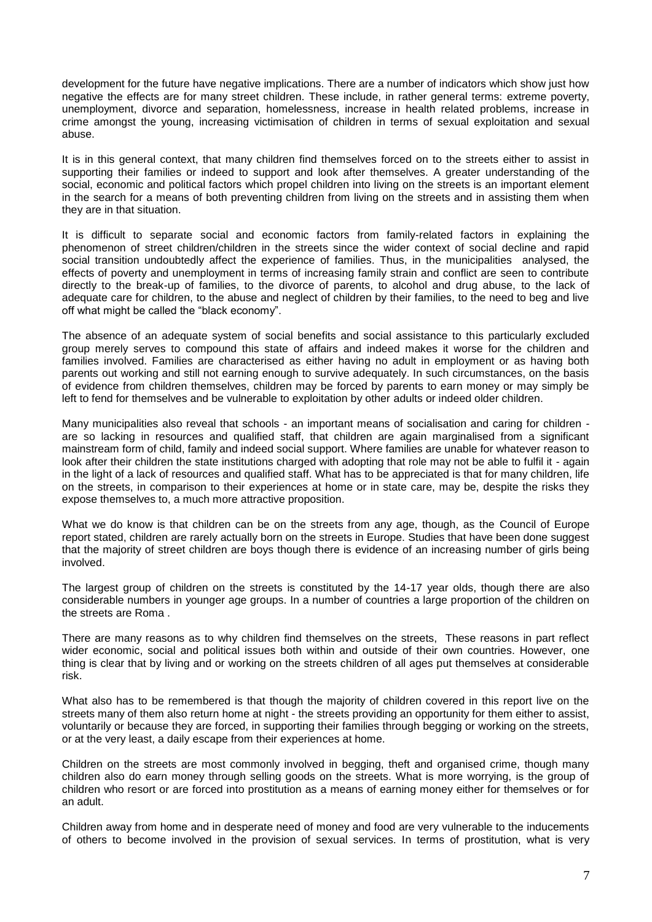development for the future have negative implications. There are a number of indicators which show just how negative the effects are for many street children. These include, in rather general terms: extreme poverty, unemployment, divorce and separation, homelessness, increase in health related problems, increase in crime amongst the young, increasing victimisation of children in terms of sexual exploitation and sexual abuse.

It is in this general context, that many children find themselves forced on to the streets either to assist in supporting their families or indeed to support and look after themselves. A greater understanding of the social, economic and political factors which propel children into living on the streets is an important element in the search for a means of both preventing children from living on the streets and in assisting them when they are in that situation.

It is difficult to separate social and economic factors from family-related factors in explaining the phenomenon of street children/children in the streets since the wider context of social decline and rapid social transition undoubtedly affect the experience of families. Thus, in the municipalities analysed, the effects of poverty and unemployment in terms of increasing family strain and conflict are seen to contribute directly to the break-up of families, to the divorce of parents, to alcohol and drug abuse, to the lack of adequate care for children, to the abuse and neglect of children by their families, to the need to beg and live off what might be called the "black economy".

The absence of an adequate system of social benefits and social assistance to this particularly excluded group merely serves to compound this state of affairs and indeed makes it worse for the children and families involved. Families are characterised as either having no adult in employment or as having both parents out working and still not earning enough to survive adequately. In such circumstances, on the basis of evidence from children themselves, children may be forced by parents to earn money or may simply be left to fend for themselves and be vulnerable to exploitation by other adults or indeed older children.

Many municipalities also reveal that schools - an important means of socialisation and caring for children - are so lacking in resources and qualified staff, that children are again marginalised from a significant mainstream form of child, family and indeed social support. Where families are unable for whatever reason to look after their children the state institutions charged with adopting that role may not be able to fulfil it - again in the light of a lack of resources and qualified staff. What has to be appreciated is that for many children, life on the streets, in comparison to their experiences at home or in state care, may be, despite the risks they expose themselves to, a much more attractive proposition.

What we do know is that children can be on the streets from any age, though, as the Council of Europe report stated, children are rarely actually born on the streets in Europe. Studies that have been done suggest that the majority of street children are boys though there is evidence of an increasing number of girls being involved.

The largest group of children on the streets is constituted by the 14-17 year olds, though there are also considerable numbers in younger age groups. In a number of countries a large proportion of the children on the streets are Roma .

There are many reasons as to why children find themselves on the streets, These reasons in part reflect wider economic, social and political issues both within and outside of their own countries. However, one thing is clear that by living and or working on the streets children of all ages put themselves at considerable risk.

What also has to be remembered is that though the majority of children covered in this report live on the streets many of them also return home at night - the streets providing an opportunity for them either to assist, voluntarily or because they are forced, in supporting their families through begging or working on the streets, or at the very least, a daily escape from their experiences at home.

Children on the streets are most commonly involved in begging, theft and organised crime, though many children also do earn money through selling goods on the streets. What is more worrying, is the group of children who resort or are forced into prostitution as a means of earning money either for themselves or for an adult.

Children away from home and in desperate need of money and food are very vulnerable to the inducements of others to become involved in the provision of sexual services. In terms of prostitution, what is very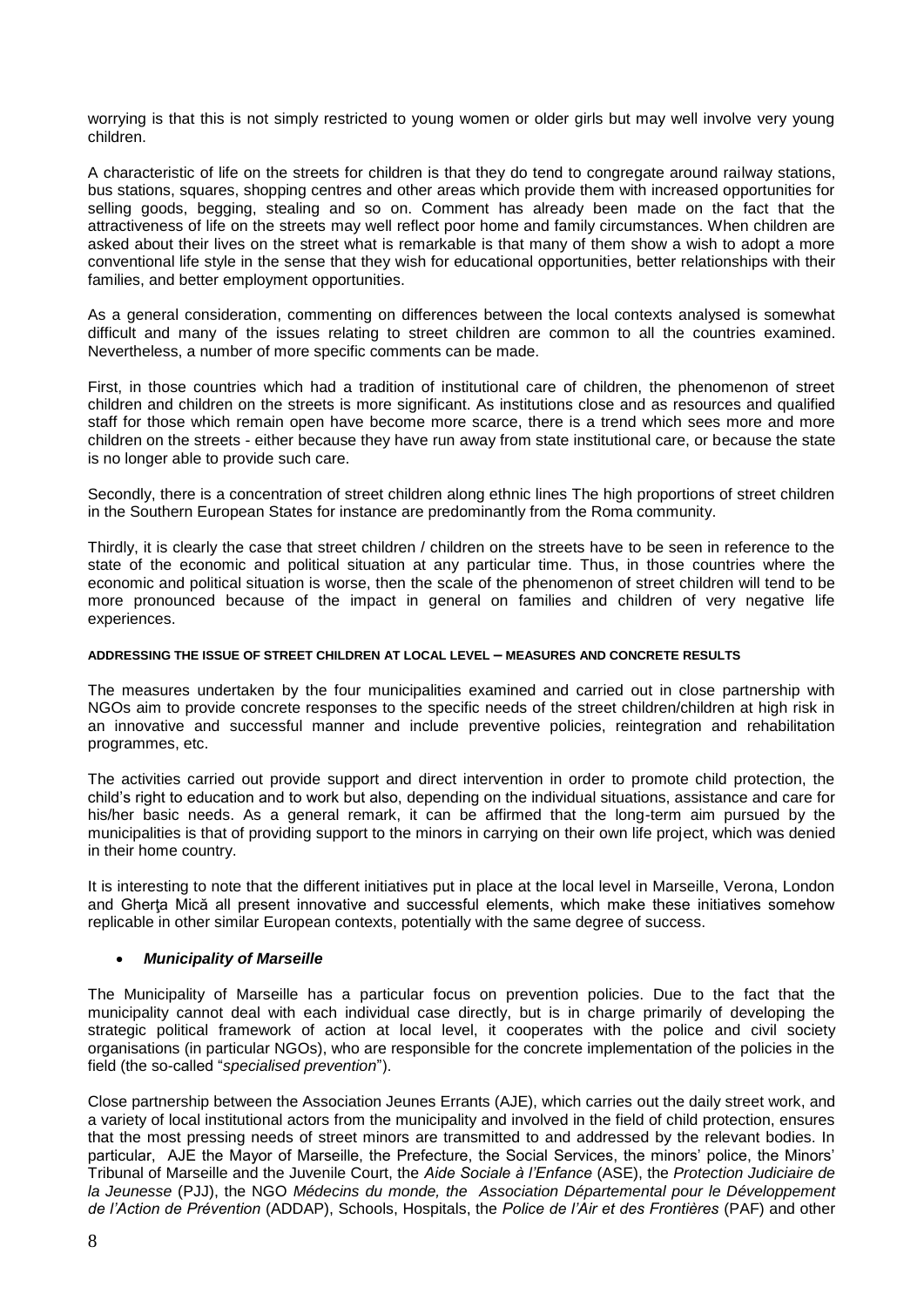worrying is that this is not simply restricted to young women or older girls but may well involve very young children.

A characteristic of life on the streets for children is that they do tend to congregate around railway stations, bus stations, squares, shopping centres and other areas which provide them with increased opportunities for selling goods, begging, stealing and so on. Comment has already been made on the fact that the attractiveness of life on the streets may well reflect poor home and family circumstances. When children are asked about their lives on the street what is remarkable is that many of them show a wish to adopt a more conventional life style in the sense that they wish for educational opportunities, better relationships with their families, and better employment opportunities.

As a general consideration, commenting on differences between the local contexts analysed is somewhat difficult and many of the issues relating to street children are common to all the countries examined. Nevertheless, a number of more specific comments can be made.

First, in those countries which had a tradition of institutional care of children, the phenomenon of street children and children on the streets is more significant. As institutions close and as resources and qualified staff for those which remain open have become more scarce, there is a trend which sees more and more children on the streets - either because they have run away from state institutional care, or because the state is no longer able to provide such care.

Secondly, there is a concentration of street children along ethnic lines The high proportions of street children in the Southern European States for instance are predominantly from the Roma community.

Thirdly, it is clearly the case that street children / children on the streets have to be seen in reference to the state of the economic and political situation at any particular time. Thus, in those countries where the economic and political situation is worse, then the scale of the phenomenon of street children will tend to be more pronounced because of the impact in general on families and children of very negative life experiences.

#### ADDRESSING THE ISSUE OF STREET CHILDREN AT LOCAL LEVEL – MEASURES AND CONCRETE RESULTS

The measures undertaken by the four municipalities examined and carried out in close partnership with NGOs aim to provide concrete responses to the specific needs of the street children/children at high risk in an innovative and successful manner and include preventive policies, reintegration and rehabilitation programmes, etc.

The activities carried out provide support and direct intervention in order to promote child protection, the child's right to education and to work but also, depending on the individual situations, assistance and care for his/her basic needs. As a general remark, it can be affirmed that the long-term aim pursued by the municipalities is that of providing support to the minors in carrying on their own life project, which was denied in their home country.

It is interesting to note that the different initiatives put in place at the local level in Marseille, Verona, London and Gherţa Mică all present innovative and successful elements, which make these initiatives somehow replicable in other similar European contexts, potentially with the same degree of success.

- ***Municipality of Marseille***

The Municipality of Marseille has a particular focus on prevention policies. Due to the fact that the municipality cannot deal with each individual case directly, but is in charge primarily of developing the strategic political framework of action at local level, it cooperates with the police and civil society organisations (in particular NGOs), who are responsible for the concrete implementation of the policies in the field (the so-called "*specialised prevention*").

Close partnership between the Association Jeunes Errants (AJE), which carries out the daily street work, and a variety of local institutional actors from the municipality and involved in the field of child protection, ensures that the most pressing needs of street minors are transmitted to and addressed by the relevant bodies. In particular, AJE the Mayor of Marseille, the Prefecture, the Social Services, the minors' police, the Minors' Tribunal of Marseille and the Juvenile Court, the *Aide Sociale à l'Enfance* (ASE), the *Protection Judiciaire de la Jeunesse* (PJJ), the NGO *Médecins du monde, the Association Départemental pour le Développement de l'Action de Prévention* (ADDAP), Schools, Hospitals, the *Police de l'Air et des Frontières* (PAF) and other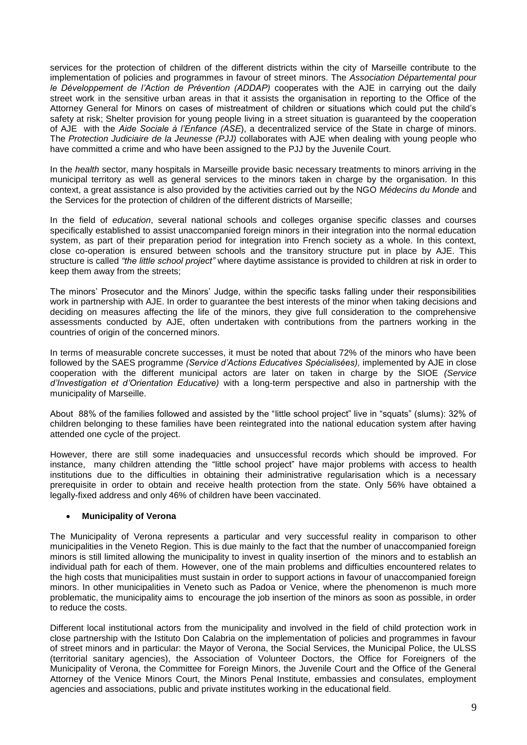services for the protection of children of the different districts within the city of Marseille contribute to the implementation of policies and programmes in favour of street minors. The *Association Départemental pour le Développement de l'Action de Prévention (ADDAP)* cooperates with the AJE in carrying out the daily street work in the sensitive urban areas in that it assists the organisation in reporting to the Office of the Attorney General for Minors on cases of mistreatment of children or situations which could put the child's safety at risk; Shelter provision for young people living in a street situation is guaranteed by the cooperation of AJE with the *Aide Sociale à l'Enfance (ASE*), a decentralized service of the State in charge of minors. The *Protection Judiciaire de la Jeunesse (PJJ)* collaborates with AJE when dealing with young people who have committed a crime and who have been assigned to the PJJ by the Juvenile Court.

In the *health* sector, many hospitals in Marseille provide basic necessary treatments to minors arriving in the municipal territory as well as general services to the minors taken in charge by the organisation. In this context, a great assistance is also provided by the activities carried out by the NGO *Médecins du Monde* and the Services for the protection of children of the different districts of Marseille;

In the field of *education*, several national schools and colleges organise specific classes and courses specifically established to assist unaccompanied foreign minors in their integration into the normal education system, as part of their preparation period for integration into French society as a whole. In this context, close co-operation is ensured between schools and the transitory structure put in place by AJE. This structure is called *"the little school project"* where daytime assistance is provided to children at risk in order to keep them away from the streets;

The minors' Prosecutor and the Minors' Judge, within the specific tasks falling under their responsibilities work in partnership with AJE. In order to guarantee the best interests of the minor when taking decisions and deciding on measures affecting the life of the minors, they give full consideration to the comprehensive assessments conducted by AJE, often undertaken with contributions from the partners working in the countries of origin of the concerned minors.

In terms of measurable concrete successes, it must be noted that about 72% of the minors who have been followed by the SAES programme *(Service d'Actions Educatives Spécialisées),* implemented by AJE in close cooperation with the different municipal actors are later on taken in charge by the SIOE *(Service d'Investigation et d'Orientation Educative)* with a long-term perspective and also in partnership with the municipality of Marseille.

About 88% of the families followed and assisted by the "little school project" live in "squats" (slums): 32% of children belonging to these families have been reintegrated into the national education system after having attended one cycle of the project.

However, there are still some inadequacies and unsuccessful records which should be improved. For instance, many children attending the "little school project" have major problems with access to health institutions due to the difficulties in obtaining their administrative regularisation which is a necessary prerequisite in order to obtain and receive health protection from the state. Only 56% have obtained a legally-fixed address and only 46% of children have been vaccinated.

- **Municipality of Verona**

The Municipality of Verona represents a particular and very successful reality in comparison to other municipalities in the Veneto Region. This is due mainly to the fact that the number of unaccompanied foreign minors is still limited allowing the municipality to invest in quality insertion of the minors and to establish an individual path for each of them. However, one of the main problems and difficulties encountered relates to the high costs that municipalities must sustain in order to support actions in favour of unaccompanied foreign minors. In other municipalities in Veneto such as Padoa or Venice, where the phenomenon is much more problematic, the municipality aims to encourage the job insertion of the minors as soon as possible, in order to reduce the costs.

Different local institutional actors from the municipality and involved in the field of child protection work in close partnership with the Istituto Don Calabria on the implementation of policies and programmes in favour of street minors and in particular: the Mayor of Verona, the Social Services, the Municipal Police, the ULSS (territorial sanitary agencies), the Association of Volunteer Doctors, the Office for Foreigners of the Municipality of Verona, the Committee for Foreign Minors, the Juvenile Court and the Office of the General Attorney of the Venice Minors Court, the Minors Penal Institute, embassies and consulates, employment agencies and associations, public and private institutes working in the educational field.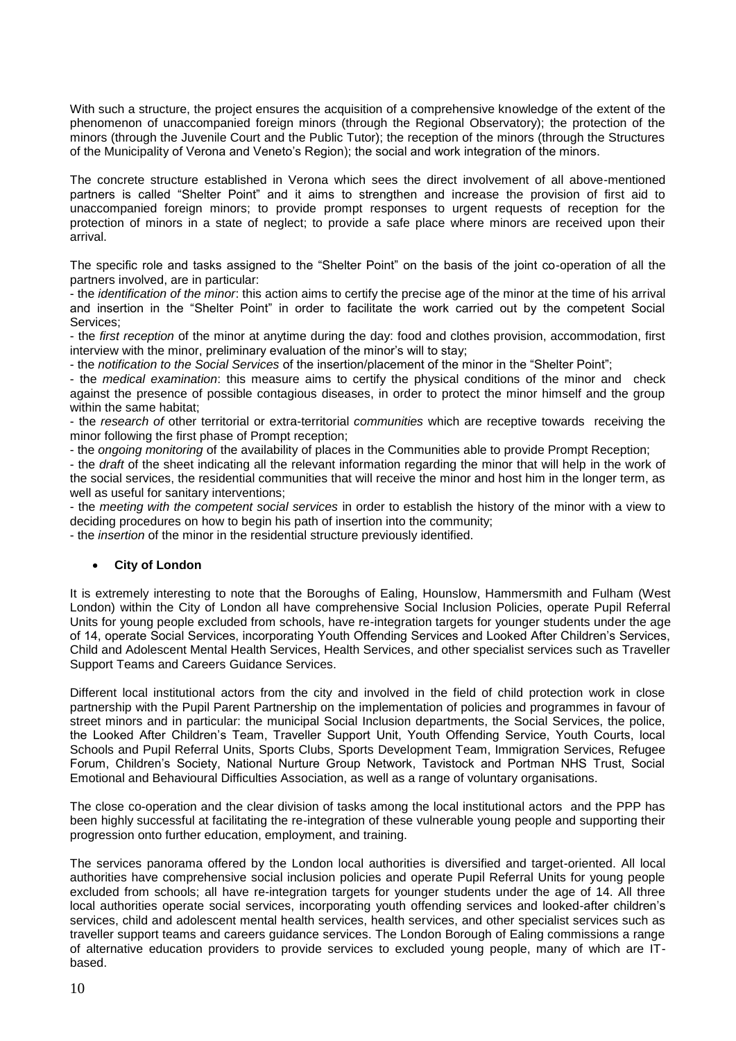With such a structure, the project ensures the acquisition of a comprehensive knowledge of the extent of the phenomenon of unaccompanied foreign minors (through the Regional Observatory); the protection of the minors (through the Juvenile Court and the Public Tutor); the reception of the minors (through the Structures of the Municipality of Verona and Veneto's Region); the social and work integration of the minors.

The concrete structure established in Verona which sees the direct involvement of all above-mentioned partners is called "Shelter Point" and it aims to strengthen and increase the provision of first aid to unaccompanied foreign minors; to provide prompt responses to urgent requests of reception for the protection of minors in a state of neglect; to provide a safe place where minors are received upon their arrival.

The specific role and tasks assigned to the "Shelter Point" on the basis of the joint co-operation of all the partners involved, are in particular:

- the *identification of the minor*: this action aims to certify the precise age of the minor at the time of his arrival and insertion in the "Shelter Point" in order to facilitate the work carried out by the competent Social Services;
- the *first reception* of the minor at anytime during the day: food and clothes provision, accommodation, first interview with the minor, preliminary evaluation of the minor's will to stay;
- the *notification to the Social Services* of the insertion/placement of the minor in the "Shelter Point";
- the *medical examination*: this measure aims to certify the physical conditions of the minor and check against the presence of possible contagious diseases, in order to protect the minor himself and the group within the same habitat;
- the *research of* other territorial or extra-territorial *communities* which are receptive towards receiving the minor following the first phase of Prompt reception;
- the *ongoing monitoring* of the availability of places in the Communities able to provide Prompt Reception;
- the *draft* of the sheet indicating all the relevant information regarding the minor that will help in the work of the social services, the residential communities that will receive the minor and host him in the longer term, as well as useful for sanitary interventions;
- the *meeting with the competent social services* in order to establish the history of the minor with a view to deciding procedures on how to begin his path of insertion into the community;
- the *insertion* of the minor in the residential structure previously identified.

- **City of London**

It is extremely interesting to note that the Boroughs of Ealing, Hounslow, Hammersmith and Fulham (West London) within the City of London all have comprehensive Social Inclusion Policies, operate Pupil Referral Units for young people excluded from schools, have re-integration targets for younger students under the age of 14, operate Social Services, incorporating Youth Offending Services and Looked After Children's Services, Child and Adolescent Mental Health Services, Health Services, and other specialist services such as Traveller Support Teams and Careers Guidance Services.

Different local institutional actors from the city and involved in the field of child protection work in close partnership with the Pupil Parent Partnership on the implementation of policies and programmes in favour of street minors and in particular: the municipal Social Inclusion departments, the Social Services, the police, the Looked After Children's Team, Traveller Support Unit, Youth Offending Service, Youth Courts, local Schools and Pupil Referral Units, Sports Clubs, Sports Development Team, Immigration Services, Refugee Forum, Children's Society, National Nurture Group Network, Tavistock and Portman NHS Trust, Social Emotional and Behavioural Difficulties Association, as well as a range of voluntary organisations.

The close co-operation and the clear division of tasks among the local institutional actors and the PPP has been highly successful at facilitating the re-integration of these vulnerable young people and supporting their progression onto further education, employment, and training.

The services panorama offered by the London local authorities is diversified and target-oriented. All local authorities have comprehensive social inclusion policies and operate Pupil Referral Units for young people excluded from schools; all have re-integration targets for younger students under the age of 14. All three local authorities operate social services, incorporating youth offending services and looked-after children's services, child and adolescent mental health services, health services, and other specialist services such as traveller support teams and careers guidance services. The London Borough of Ealing commissions a range of alternative education providers to provide services to excluded young people, many of which are IT-based.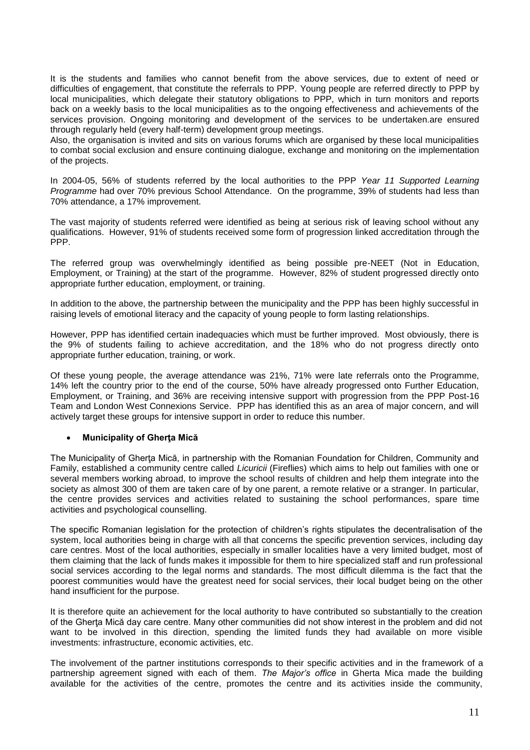It is the students and families who cannot benefit from the above services, due to extent of need or difficulties of engagement, that constitute the referrals to PPP. Young people are referred directly to PPP by local municipalities, which delegate their statutory obligations to PPP, which in turn monitors and reports back on a weekly basis to the local municipalities as to the ongoing effectiveness and achievements of the services provision. Ongoing monitoring and development of the services to be undertaken.are ensured through regularly held (every half-term) development group meetings.

Also, the organisation is invited and sits on various forums which are organised by these local municipalities to combat social exclusion and ensure continuing dialogue, exchange and monitoring on the implementation of the projects.

In 2004-05, 56% of students referred by the local authorities to the PPP *Year 11 Supported Learning Programme* had over 70% previous School Attendance. On the programme, 39% of students had less than 70% attendance, a 17% improvement.

The vast majority of students referred were identified as being at serious risk of leaving school without any qualifications. However, 91% of students received some form of progression linked accreditation through the PPP.

The referred group was overwhelmingly identified as being possible pre-NEET (Not in Education, Employment, or Training) at the start of the programme. However, 82% of student progressed directly onto appropriate further education, employment, or training.

In addition to the above, the partnership between the municipality and the PPP has been highly successful in raising levels of emotional literacy and the capacity of young people to form lasting relationships.

However, PPP has identified certain inadequacies which must be further improved. Most obviously, there is the 9% of students failing to achieve accreditation, and the 18% who do not progress directly onto appropriate further education, training, or work.

Of these young people, the average attendance was 21%, 71% were late referrals onto the Programme, 14% left the country prior to the end of the course, 50% have already progressed onto Further Education, Employment, or Training, and 36% are receiving intensive support with progression from the PPP Post-16 Team and London West Connexions Service. PPP has identified this as an area of major concern, and will actively target these groups for intensive support in order to reduce this number.

- **Municipality of Gherţa Mică**

The Municipality of Gherţa Mică, in partnership with the Romanian Foundation for Children, Community and Family, established a community centre called *Licuricii* (Fireflies) which aims to help out families with one or several members working abroad, to improve the school results of children and help them integrate into the society as almost 300 of them are taken care of by one parent, a remote relative or a stranger. In particular, the centre provides services and activities related to sustaining the school performances, spare time activities and psychological counselling.

The specific Romanian legislation for the protection of children's rights stipulates the decentralisation of the system, local authorities being in charge with all that concerns the specific prevention services, including day care centres. Most of the local authorities, especially in smaller localities have a very limited budget, most of them claiming that the lack of funds makes it impossible for them to hire specialized staff and run professional social services according to the legal norms and standards. The most difficult dilemma is the fact that the poorest communities would have the greatest need for social services, their local budget being on the other hand insufficient for the purpose.

It is therefore quite an achievement for the local authority to have contributed so substantially to the creation of the Gherţa Mică day care centre. Many other communities did not show interest in the problem and did not want to be involved in this direction, spending the limited funds they had available on more visible investments: infrastructure, economic activities, etc.

The involvement of the partner institutions corresponds to their specific activities and in the framework of a partnership agreement signed with each of them. *The Major's office* in Gherta Mica made the building available for the activities of the centre, promotes the centre and its activities inside the community,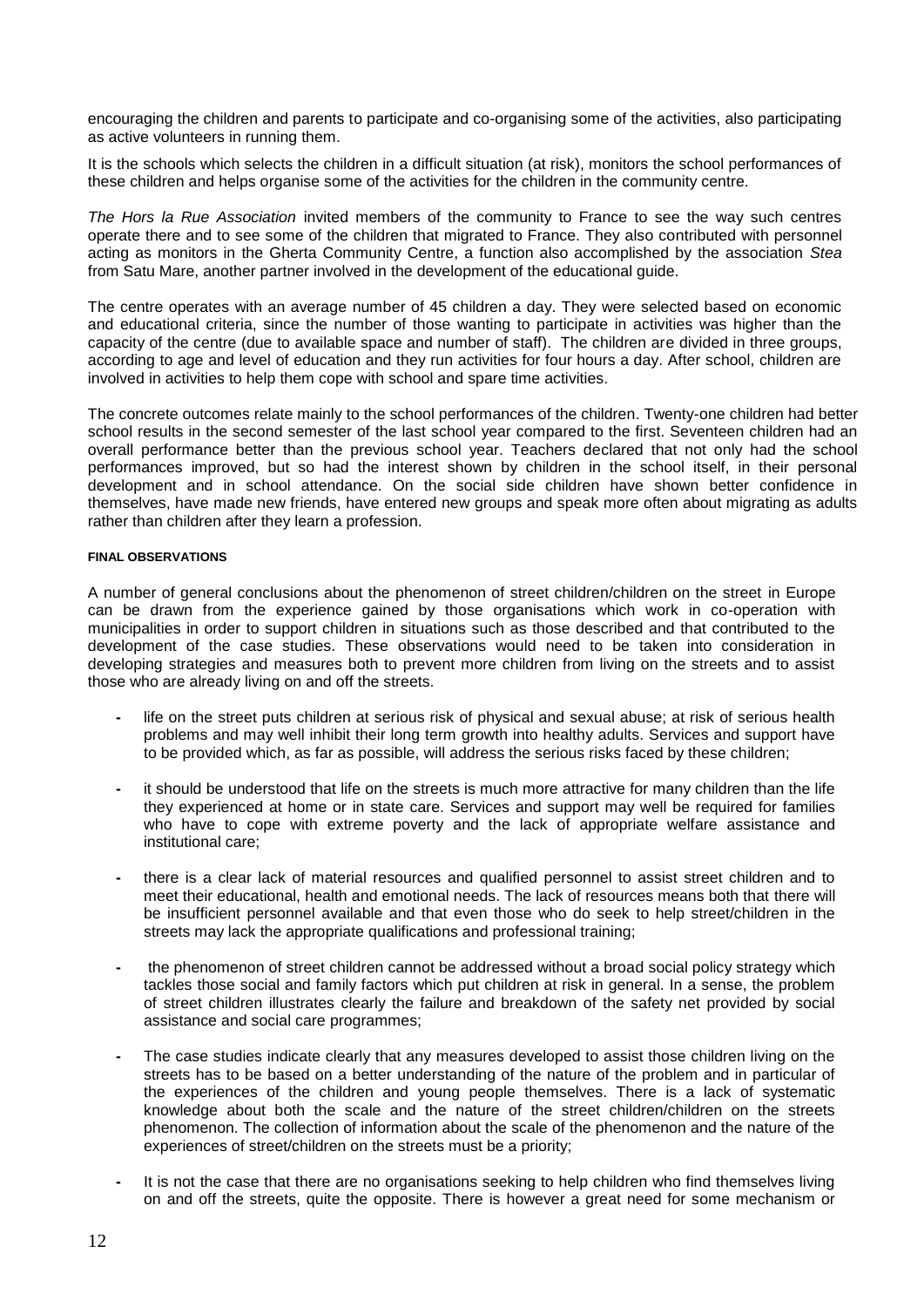encouraging the children and parents to participate and co-organising some of the activities, also participating as active volunteers in running them.

It is the schools which selects the children in a difficult situation (at risk), monitors the school performances of these children and helps organise some of the activities for the children in the community centre.

*The Hors la Rue Association* invited members of the community to France to see the way such centres operate there and to see some of the children that migrated to France. They also contributed with personnel acting as monitors in the Gherta Community Centre, a function also accomplished by the association *Stea* from Satu Mare, another partner involved in the development of the educational guide.

The centre operates with an average number of 45 children a day. They were selected based on economic and educational criteria, since the number of those wanting to participate in activities was higher than the capacity of the centre (due to available space and number of staff). The children are divided in three groups, according to age and level of education and they run activities for four hours a day. After school, children are involved in activities to help them cope with school and spare time activities.

The concrete outcomes relate mainly to the school performances of the children. Twenty-one children had better school results in the second semester of the last school year compared to the first. Seventeen children had an overall performance better than the previous school year. Teachers declared that not only had the school performances improved, but so had the interest shown by children in the school itself, in their personal development and in school attendance. On the social side children have shown better confidence in themselves, have made new friends, have entered new groups and speak more often about migrating as adults rather than children after they learn a profession.

#### FINAL OBSERVATIONS

A number of general conclusions about the phenomenon of street children/children on the street in Europe can be drawn from the experience gained by those organisations which work in co-operation with municipalities in order to support children in situations such as those described and that contributed to the development of the case studies. These observations would need to be taken into consideration in developing strategies and measures both to prevent more children from living on the streets and to assist those who are already living on and off the streets.

- life on the street puts children at serious risk of physical and sexual abuse; at risk of serious health problems and may well inhibit their long term growth into healthy adults. Services and support have to be provided which, as far as possible, will address the serious risks faced by these children;
- it should be understood that life on the streets is much more attractive for many children than the life they experienced at home or in state care. Services and support may well be required for families who have to cope with extreme poverty and the lack of appropriate welfare assistance and institutional care;
- there is a clear lack of material resources and qualified personnel to assist street children and to meet their educational, health and emotional needs. The lack of resources means both that there will be insufficient personnel available and that even those who do seek to help street/children in the streets may lack the appropriate qualifications and professional training;
- the phenomenon of street children cannot be addressed without a broad social policy strategy which tackles those social and family factors which put children at risk in general. In a sense, the problem of street children illustrates clearly the failure and breakdown of the safety net provided by social assistance and social care programmes;
- The case studies indicate clearly that any measures developed to assist those children living on the streets has to be based on a better understanding of the nature of the problem and in particular of the experiences of the children and young people themselves. There is a lack of systematic knowledge about both the scale and the nature of the street children/children on the streets phenomenon. The collection of information about the scale of the phenomenon and the nature of the experiences of street/children on the streets must be a priority;
- It is not the case that there are no organisations seeking to help children who find themselves living on and off the streets, quite the opposite. There is however a great need for some mechanism or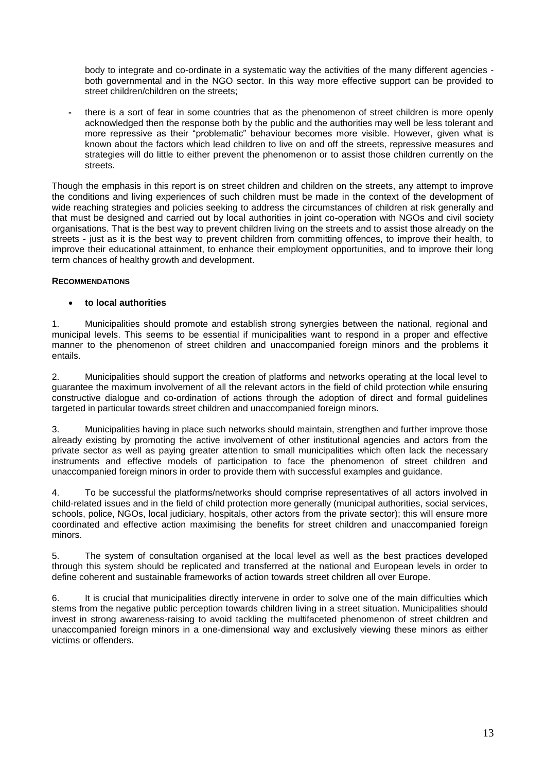body to integrate and co-ordinate in a systematic way the activities of the many different agencies - both governmental and in the NGO sector. In this way more effective support can be provided to street children/children on the streets;

- there is a sort of fear in some countries that as the phenomenon of street children is more openly acknowledged then the response both by the public and the authorities may well be less tolerant and more repressive as their "problematic" behaviour becomes more visible. However, given what is known about the factors which lead children to live on and off the streets, repressive measures and strategies will do little to either prevent the phenomenon or to assist those children currently on the streets.

Though the emphasis in this report is on street children and children on the streets, any attempt to improve the conditions and living experiences of such children must be made in the context of the development of wide reaching strategies and policies seeking to address the circumstances of children at risk generally and that must be designed and carried out by local authorities in joint co-operation with NGOs and civil society organisations. That is the best way to prevent children living on the streets and to assist those already on the streets - just as it is the best way to prevent children from committing offences, to improve their health, to improve their educational attainment, to enhance their employment opportunities, and to improve their long term chances of healthy growth and development.

**RECOMMENDATIONS**

- **to local authorities**

1. Municipalities should promote and establish strong synergies between the national, regional and municipal levels. This seems to be essential if municipalities want to respond in a proper and effective manner to the phenomenon of street children and unaccompanied foreign minors and the problems it entails.

2. Municipalities should support the creation of platforms and networks operating at the local level to guarantee the maximum involvement of all the relevant actors in the field of child protection while ensuring constructive dialogue and co-ordination of actions through the adoption of direct and formal guidelines targeted in particular towards street children and unaccompanied foreign minors.

3. Municipalities having in place such networks should maintain, strengthen and further improve those already existing by promoting the active involvement of other institutional agencies and actors from the private sector as well as paying greater attention to small municipalities which often lack the necessary instruments and effective models of participation to face the phenomenon of street children and unaccompanied foreign minors in order to provide them with successful examples and guidance.

4. To be successful the platforms/networks should comprise representatives of all actors involved in child-related issues and in the field of child protection more generally (municipal authorities, social services, schools, police, NGOs, local judiciary, hospitals, other actors from the private sector); this will ensure more coordinated and effective action maximising the benefits for street children and unaccompanied foreign minors.

5. The system of consultation organised at the local level as well as the best practices developed through this system should be replicated and transferred at the national and European levels in order to define coherent and sustainable frameworks of action towards street children all over Europe.

6. It is crucial that municipalities directly intervene in order to solve one of the main difficulties which stems from the negative public perception towards children living in a street situation. Municipalities should invest in strong awareness-raising to avoid tackling the multifaceted phenomenon of street children and unaccompanied foreign minors in a one-dimensional way and exclusively viewing these minors as either victims or offenders.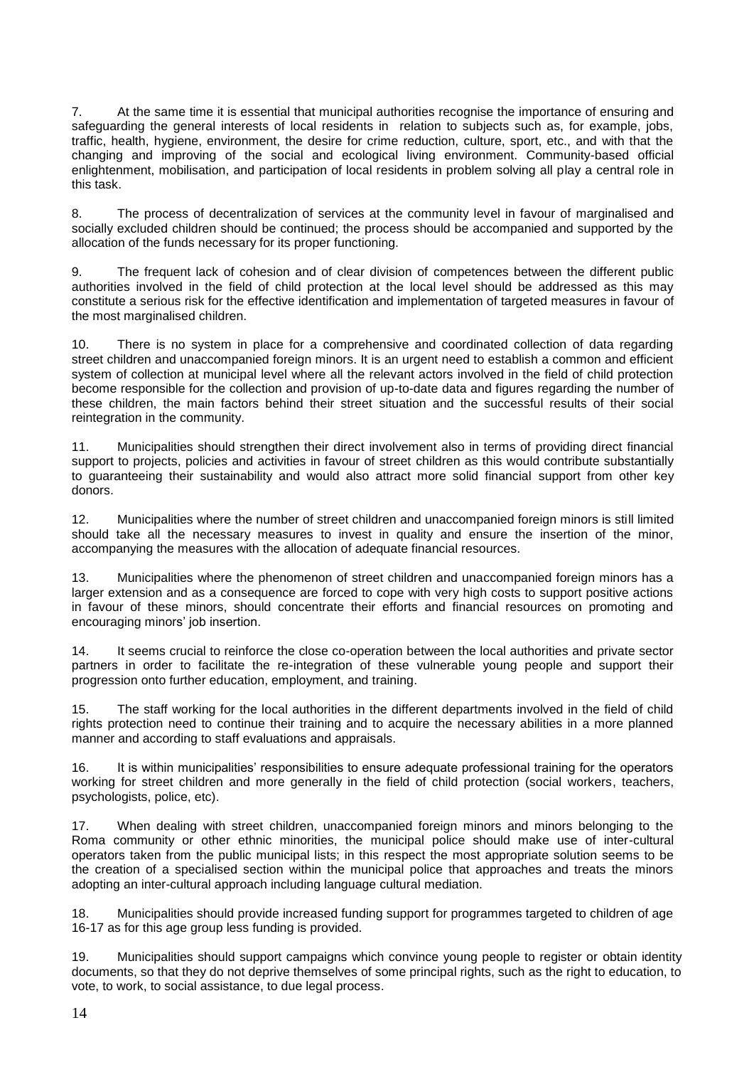7. At the same time it is essential that municipal authorities recognise the importance of ensuring and safeguarding the general interests of local residents in relation to subjects such as, for example, jobs, traffic, health, hygiene, environment, the desire for crime reduction, culture, sport, etc., and with that the changing and improving of the social and ecological living environment. Community-based official enlightenment, mobilisation, and participation of local residents in problem solving all play a central role in this task.

8. The process of decentralization of services at the community level in favour of marginalised and socially excluded children should be continued; the process should be accompanied and supported by the allocation of the funds necessary for its proper functioning.

9. The frequent lack of cohesion and of clear division of competences between the different public authorities involved in the field of child protection at the local level should be addressed as this may constitute a serious risk for the effective identification and implementation of targeted measures in favour of the most marginalised children.

10. There is no system in place for a comprehensive and coordinated collection of data regarding street children and unaccompanied foreign minors. It is an urgent need to establish a common and efficient system of collection at municipal level where all the relevant actors involved in the field of child protection become responsible for the collection and provision of up-to-date data and figures regarding the number of these children, the main factors behind their street situation and the successful results of their social reintegration in the community.

11. Municipalities should strengthen their direct involvement also in terms of providing direct financial support to projects, policies and activities in favour of street children as this would contribute substantially to guaranteeing their sustainability and would also attract more solid financial support from other key donors.

12. Municipalities where the number of street children and unaccompanied foreign minors is still limited should take all the necessary measures to invest in quality and ensure the insertion of the minor, accompanying the measures with the allocation of adequate financial resources.

13. Municipalities where the phenomenon of street children and unaccompanied foreign minors has a larger extension and as a consequence are forced to cope with very high costs to support positive actions in favour of these minors, should concentrate their efforts and financial resources on promoting and encouraging minors' job insertion.

14. It seems crucial to reinforce the close co-operation between the local authorities and private sector partners in order to facilitate the re-integration of these vulnerable young people and support their progression onto further education, employment, and training.

15. The staff working for the local authorities in the different departments involved in the field of child rights protection need to continue their training and to acquire the necessary abilities in a more planned manner and according to staff evaluations and appraisals.

16. It is within municipalities' responsibilities to ensure adequate professional training for the operators working for street children and more generally in the field of child protection (social workers, teachers, psychologists, police, etc).

17. When dealing with street children, unaccompanied foreign minors and minors belonging to the Roma community or other ethnic minorities, the municipal police should make use of inter-cultural operators taken from the public municipal lists; in this respect the most appropriate solution seems to be the creation of a specialised section within the municipal police that approaches and treats the minors adopting an inter-cultural approach including language cultural mediation.

18. Municipalities should provide increased funding support for programmes targeted to children of age 16-17 as for this age group less funding is provided.

19. Municipalities should support campaigns which convince young people to register or obtain identity documents, so that they do not deprive themselves of some principal rights, such as the right to education, to vote, to work, to social assistance, to due legal process.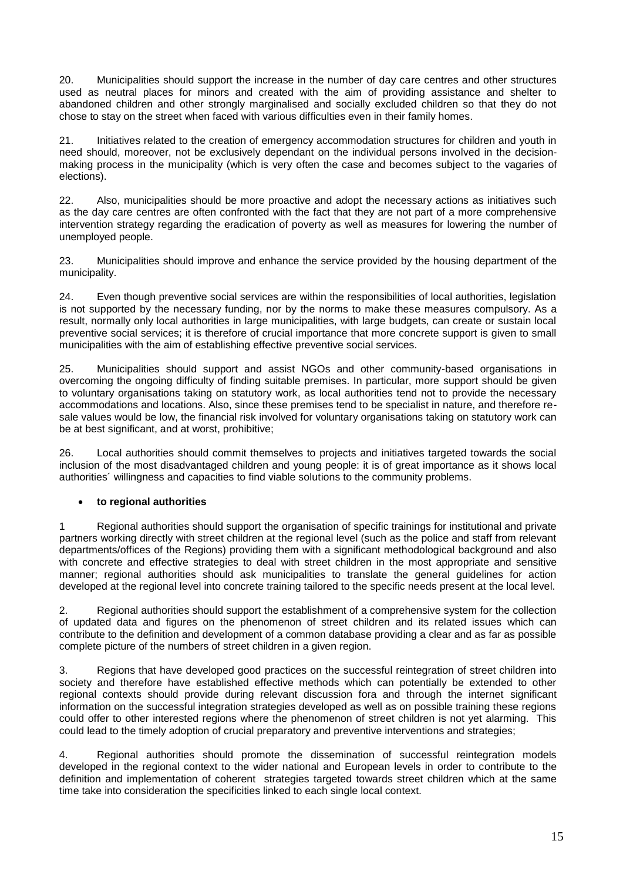20. Municipalities should support the increase in the number of day care centres and other structures used as neutral places for minors and created with the aim of providing assistance and shelter to abandoned children and other strongly marginalised and socially excluded children so that they do not chose to stay on the street when faced with various difficulties even in their family homes.

21. Initiatives related to the creation of emergency accommodation structures for children and youth in need should, moreover, not be exclusively dependant on the individual persons involved in the decision-making process in the municipality (which is very often the case and becomes subject to the vagaries of elections).

22. Also, municipalities should be more proactive and adopt the necessary actions as initiatives such as the day care centres are often confronted with the fact that they are not part of a more comprehensive intervention strategy regarding the eradication of poverty as well as measures for lowering the number of unemployed people.

23. Municipalities should improve and enhance the service provided by the housing department of the municipality.

24. Even though preventive social services are within the responsibilities of local authorities, legislation is not supported by the necessary funding, nor by the norms to make these measures compulsory. As a result, normally only local authorities in large municipalities, with large budgets, can create or sustain local preventive social services; it is therefore of crucial importance that more concrete support is given to small municipalities with the aim of establishing effective preventive social services.

25. Municipalities should support and assist NGOs and other community-based organisations in overcoming the ongoing difficulty of finding suitable premises. In particular, more support should be given to voluntary organisations taking on statutory work, as local authorities tend not to provide the necessary accommodations and locations. Also, since these premises tend to be specialist in nature, and therefore re-sale values would be low, the financial risk involved for voluntary organisations taking on statutory work can be at best significant, and at worst, prohibitive;

26. Local authorities should commit themselves to projects and initiatives targeted towards the social inclusion of the most disadvantaged children and young people: it is of great importance as it shows local authorities´ willingness and capacities to find viable solutions to the community problems.

- **to regional authorities**

1 Regional authorities should support the organisation of specific trainings for institutional and private partners working directly with street children at the regional level (such as the police and staff from relevant departments/offices of the Regions) providing them with a significant methodological background and also with concrete and effective strategies to deal with street children in the most appropriate and sensitive manner; regional authorities should ask municipalities to translate the general guidelines for action developed at the regional level into concrete training tailored to the specific needs present at the local level.

2. Regional authorities should support the establishment of a comprehensive system for the collection of updated data and figures on the phenomenon of street children and its related issues which can contribute to the definition and development of a common database providing a clear and as far as possible complete picture of the numbers of street children in a given region.

3. Regions that have developed good practices on the successful reintegration of street children into society and therefore have established effective methods which can potentially be extended to other regional contexts should provide during relevant discussion fora and through the internet significant information on the successful integration strategies developed as well as on possible training these regions could offer to other interested regions where the phenomenon of street children is not yet alarming. This could lead to the timely adoption of crucial preparatory and preventive interventions and strategies;

4. Regional authorities should promote the dissemination of successful reintegration models developed in the regional context to the wider national and European levels in order to contribute to the definition and implementation of coherent strategies targeted towards street children which at the same time take into consideration the specificities linked to each single local context.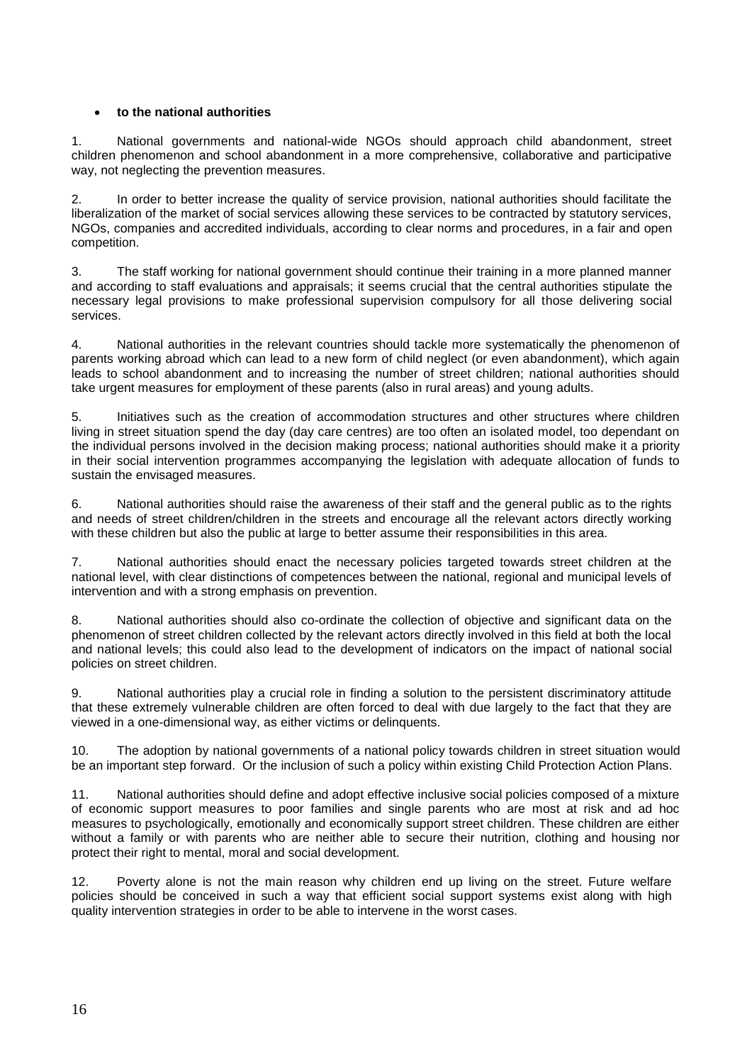- **to the national authorities**

1. National governments and national-wide NGOs should approach child abandonment, street children phenomenon and school abandonment in a more comprehensive, collaborative and participative way, not neglecting the prevention measures.

2. In order to better increase the quality of service provision, national authorities should facilitate the liberalization of the market of social services allowing these services to be contracted by statutory services, NGOs, companies and accredited individuals, according to clear norms and procedures, in a fair and open competition.

3. The staff working for national government should continue their training in a more planned manner and according to staff evaluations and appraisals; it seems crucial that the central authorities stipulate the necessary legal provisions to make professional supervision compulsory for all those delivering social services.

4. National authorities in the relevant countries should tackle more systematically the phenomenon of parents working abroad which can lead to a new form of child neglect (or even abandonment), which again leads to school abandonment and to increasing the number of street children; national authorities should take urgent measures for employment of these parents (also in rural areas) and young adults.

5. Initiatives such as the creation of accommodation structures and other structures where children living in street situation spend the day (day care centres) are too often an isolated model, too dependant on the individual persons involved in the decision making process; national authorities should make it a priority in their social intervention programmes accompanying the legislation with adequate allocation of funds to sustain the envisaged measures.

6. National authorities should raise the awareness of their staff and the general public as to the rights and needs of street children/children in the streets and encourage all the relevant actors directly working with these children but also the public at large to better assume their responsibilities in this area.

7. National authorities should enact the necessary policies targeted towards street children at the national level, with clear distinctions of competences between the national, regional and municipal levels of intervention and with a strong emphasis on prevention.

8. National authorities should also co-ordinate the collection of objective and significant data on the phenomenon of street children collected by the relevant actors directly involved in this field at both the local and national levels; this could also lead to the development of indicators on the impact of national social policies on street children.

9. National authorities play a crucial role in finding a solution to the persistent discriminatory attitude that these extremely vulnerable children are often forced to deal with due largely to the fact that they are viewed in a one-dimensional way, as either victims or delinquents.

10. The adoption by national governments of a national policy towards children in street situation would be an important step forward. Or the inclusion of such a policy within existing Child Protection Action Plans.

11. National authorities should define and adopt effective inclusive social policies composed of a mixture of economic support measures to poor families and single parents who are most at risk and ad hoc measures to psychologically, emotionally and economically support street children. These children are either without a family or with parents who are neither able to secure their nutrition, clothing and housing nor protect their right to mental, moral and social development.

12. Poverty alone is not the main reason why children end up living on the street. Future welfare policies should be conceived in such a way that efficient social support systems exist along with high quality intervention strategies in order to be able to intervene in the worst cases.